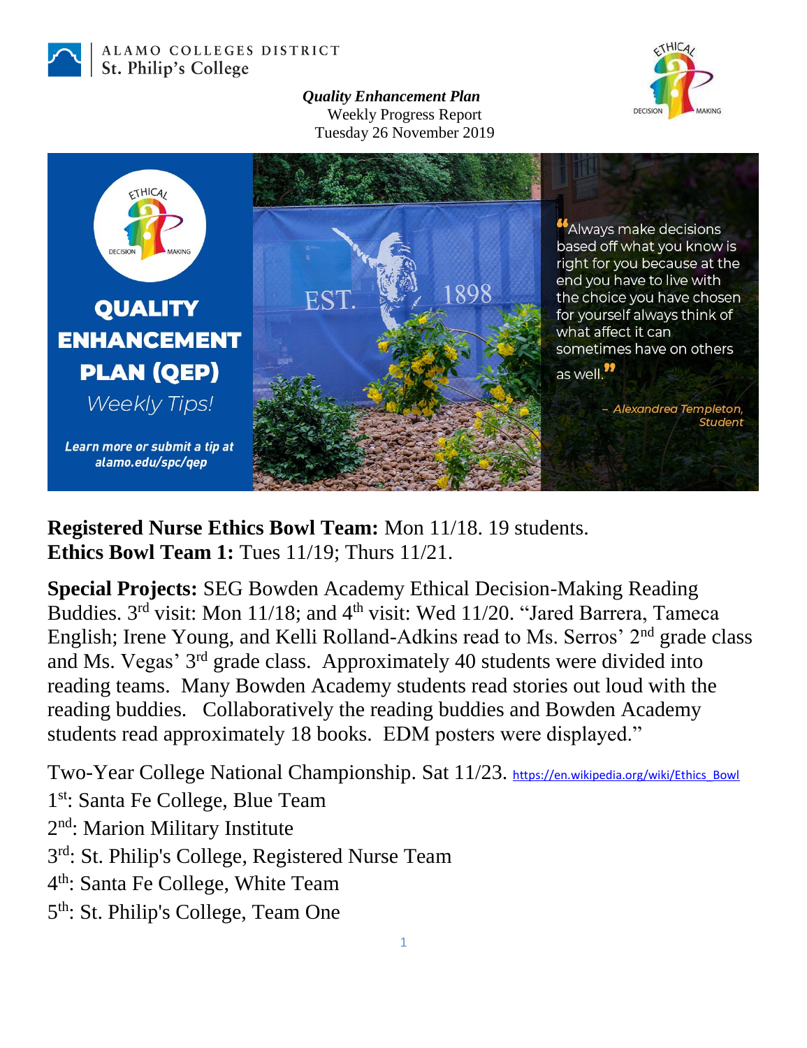ALAMO COLLEGES DISTRICT
St. Philip's College

***Quality Enhancement Plan***
Weekly Progress Report
Tuesday 26 November 2019

**QUALITY ENHANCEMENT PLAN (QEP)**
*Weekly Tips!*

***Learn more or submit a tip at alamo.edu/spc/qep***

"Always make decisions based off what you know is right for you because at the end you have to live with the choice you have chosen for yourself always think of what affect it can sometimes have on others as well."

*– Alexandrea Templeton, Student*

**Registered Nurse Ethics Bowl Team:** Mon 11/18. 19 students.
**Ethics Bowl Team 1:** Tues 11/19; Thurs 11/21.

**Special Projects:** SEG Bowden Academy Ethical Decision-Making Reading Buddies. 3rd visit: Mon 11/18; and 4th visit: Wed 11/20. "Jared Barrera, Tameca English; Irene Young, and Kelli Rolland-Adkins read to Ms. Serros' 2nd grade class and Ms. Vegas' 3rd grade class. Approximately 40 students were divided into reading teams. Many Bowden Academy students read stories out loud with the reading buddies. Collaboratively the reading buddies and Bowden Academy students read approximately 18 books. EDM posters were displayed."

Two-Year College National Championship. Sat 11/23. https://en.wikipedia.org/wiki/Ethics_Bowl
1st: Santa Fe College, Blue Team
2nd: Marion Military Institute
3rd: St. Philip's College, Registered Nurse Team
4th: Santa Fe College, White Team
5th: St. Philip's College, Team One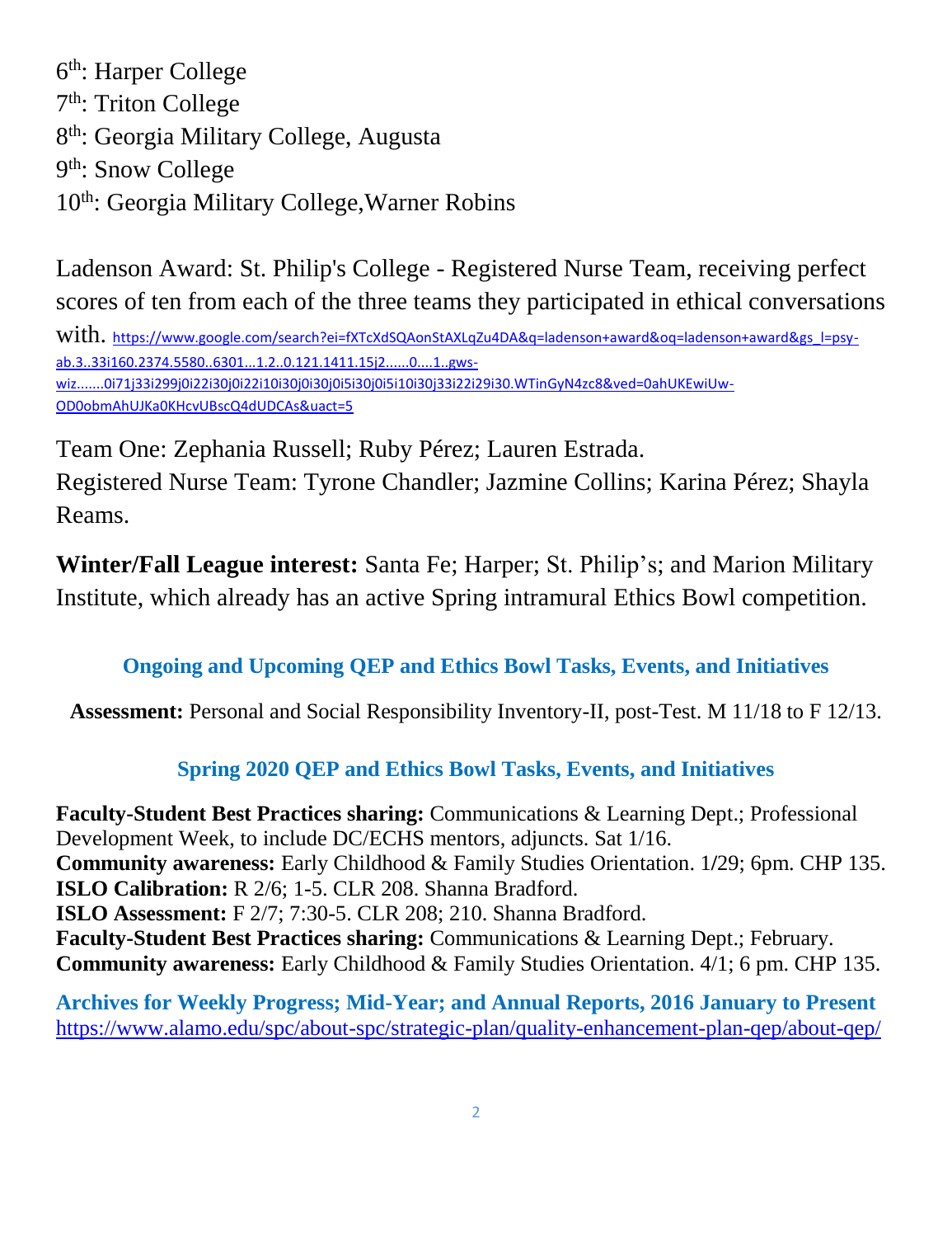6th: Harper College
7th: Triton College
8th: Georgia Military College, Augusta
9th: Snow College
10th: Georgia Military College,Warner Robins

Ladenson Award: St. Philip's College - Registered Nurse Team, receiving perfect scores of ten from each of the three teams they participated in ethical conversations with. https://www.google.com/search?ei=fXTcXdSQAonStAXLqZu4DA&q=ladenson+award&oq=ladenson+award&gs_l=psy-ab.3..33i160.2374.5580..6301...1.2..0.121.1411.15j2......0....1..gws-wiz.......0i71j33i299j0i22i30j0i22i10i30j0i30j0i5i30j0i5i10i30j33i22i29i30.WTinGyN4zc8&ved=0ahUKEwiUw-OD0obmAhUJKa0KHcvUBscQ4dUDCAs&uact=5

Team One: Zephania Russell; Ruby Pérez; Lauren Estrada.
Registered Nurse Team: Tyrone Chandler; Jazmine Collins; Karina Pérez; Shayla Reams.

**Winter/Fall League interest:** Santa Fe; Harper; St. Philip's; and Marion Military Institute, which already has an active Spring intramural Ethics Bowl competition.

## Ongoing and Upcoming QEP and Ethics Bowl Tasks, Events, and Initiatives

**Assessment:** Personal and Social Responsibility Inventory-II, post-Test. M 11/18 to F 12/13.

## Spring 2020 QEP and Ethics Bowl Tasks, Events, and Initiatives

**Faculty-Student Best Practices sharing:** Communications & Learning Dept.; Professional Development Week, to include DC/ECHS mentors, adjuncts. Sat 1/16.
**Community awareness:** Early Childhood & Family Studies Orientation. 1/29; 6pm. CHP 135.
**ISLO Calibration:** R 2/6; 1-5. CLR 208. Shanna Bradford.
**ISLO Assessment:** F 2/7; 7:30-5. CLR 208; 210. Shanna Bradford.
**Faculty-Student Best Practices sharing:** Communications & Learning Dept.; February.
**Community awareness:** Early Childhood & Family Studies Orientation. 4/1; 6 pm. CHP 135.

**Archives for Weekly Progress; Mid-Year; and Annual Reports, 2016 January to Present**
https://www.alamo.edu/spc/about-spc/strategic-plan/quality-enhancement-plan-qep/about-qep/